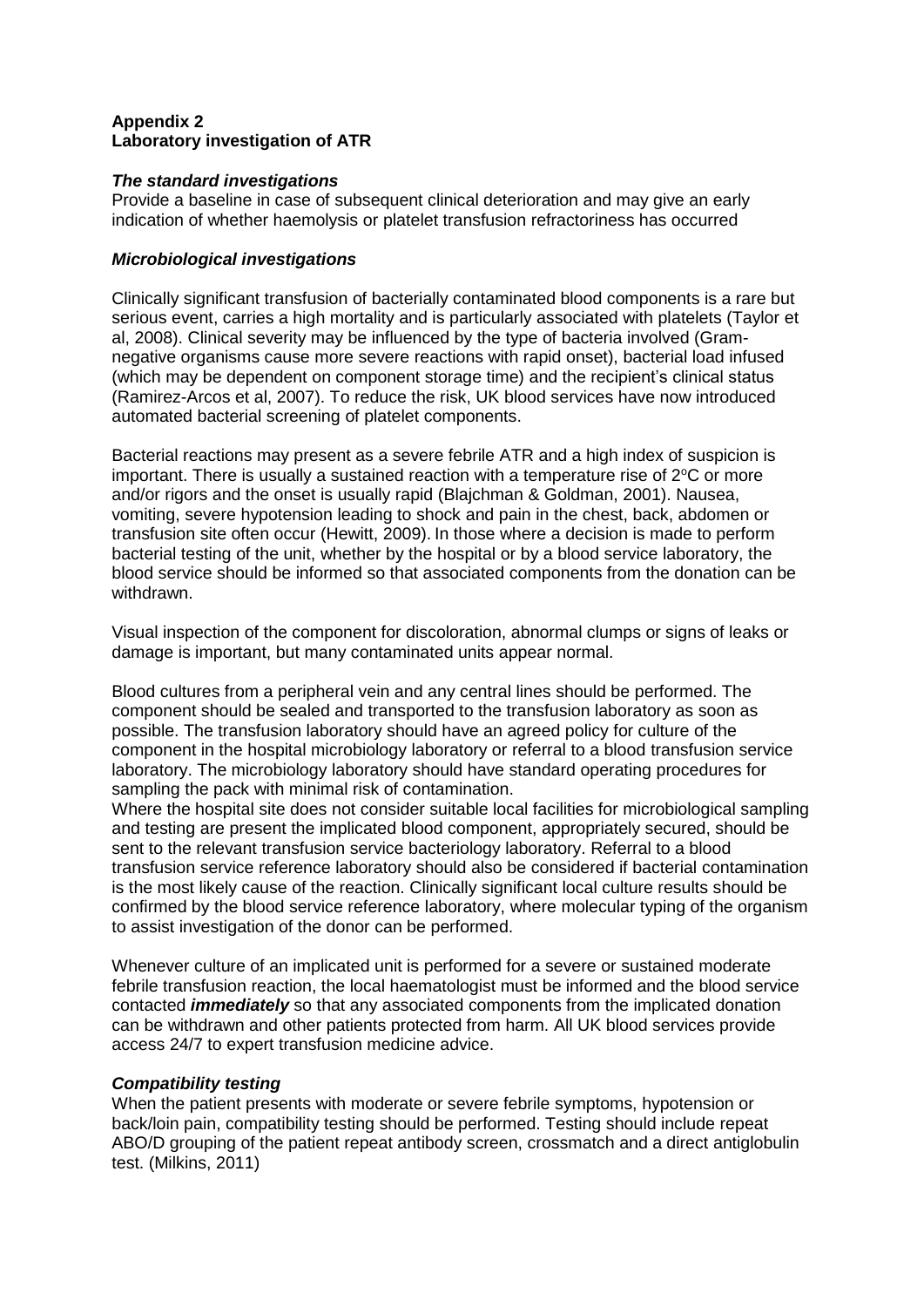**Appendix 2**
**Laboratory investigation of ATR**

***The standard investigations***

Provide a baseline in case of subsequent clinical deterioration and may give an early indication of whether haemolysis or platelet transfusion refractoriness has occurred

***Microbiological investigations***

Clinically significant transfusion of bacterially contaminated blood components is a rare but serious event, carries a high mortality and is particularly associated with platelets (Taylor et al, 2008). Clinical severity may be influenced by the type of bacteria involved (Gram-negative organisms cause more severe reactions with rapid onset), bacterial load infused (which may be dependent on component storage time) and the recipient's clinical status (Ramirez-Arcos et al, 2007). To reduce the risk, UK blood services have now introduced automated bacterial screening of platelet components.

Bacterial reactions may present as a severe febrile ATR and a high index of suspicion is important. There is usually a sustained reaction with a temperature rise of 2°C or more and/or rigors and the onset is usually rapid (Blajchman & Goldman, 2001). Nausea, vomiting, severe hypotension leading to shock and pain in the chest, back, abdomen or transfusion site often occur (Hewitt, 2009). In those where a decision is made to perform bacterial testing of the unit, whether by the hospital or by a blood service laboratory, the blood service should be informed so that associated components from the donation can be withdrawn.

Visual inspection of the component for discoloration, abnormal clumps or signs of leaks or damage is important, but many contaminated units appear normal.

Blood cultures from a peripheral vein and any central lines should be performed. The component should be sealed and transported to the transfusion laboratory as soon as possible. The transfusion laboratory should have an agreed policy for culture of the component in the hospital microbiology laboratory or referral to a blood transfusion service laboratory. The microbiology laboratory should have standard operating procedures for sampling the pack with minimal risk of contamination.
Where the hospital site does not consider suitable local facilities for microbiological sampling and testing are present the implicated blood component, appropriately secured, should be sent to the relevant transfusion service bacteriology laboratory. Referral to a blood transfusion service reference laboratory should also be considered if bacterial contamination is the most likely cause of the reaction. Clinically significant local culture results should be confirmed by the blood service reference laboratory, where molecular typing of the organism to assist investigation of the donor can be performed.

Whenever culture of an implicated unit is performed for a severe or sustained moderate febrile transfusion reaction, the local haematologist must be informed and the blood service contacted ***immediately*** so that any associated components from the implicated donation can be withdrawn and other patients protected from harm. All UK blood services provide access 24/7 to expert transfusion medicine advice.

***Compatibility testing***

When the patient presents with moderate or severe febrile symptoms, hypotension or back/loin pain, compatibility testing should be performed. Testing should include repeat ABO/D grouping of the patient repeat antibody screen, crossmatch and a direct antiglobulin test. (Milkins, 2011)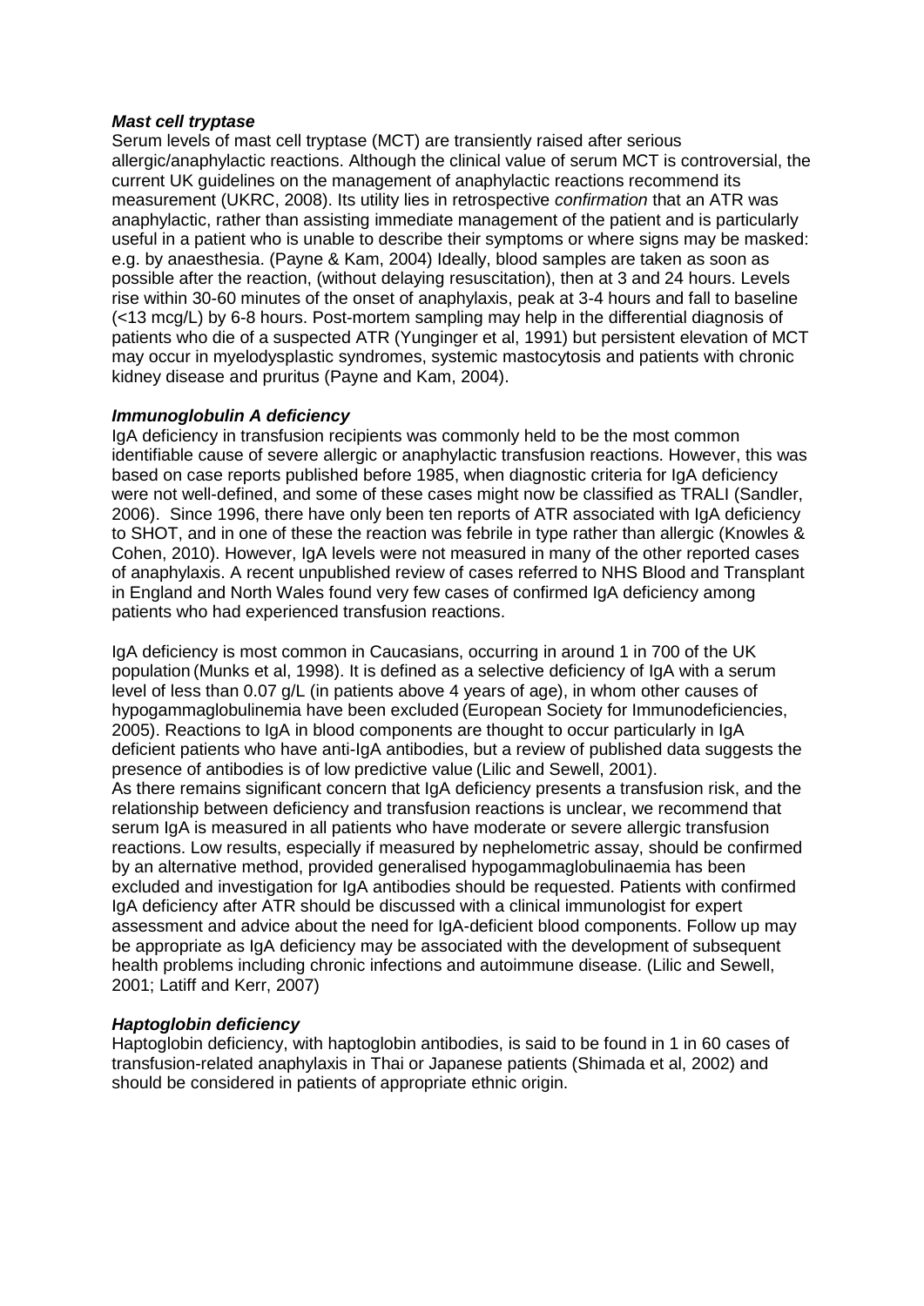***Mast cell tryptase***

Serum levels of mast cell tryptase (MCT) are transiently raised after serious allergic/anaphylactic reactions. Although the clinical value of serum MCT is controversial, the current UK guidelines on the management of anaphylactic reactions recommend its measurement (UKRC, 2008). Its utility lies in retrospective *confirmation* that an ATR was anaphylactic, rather than assisting immediate management of the patient and is particularly useful in a patient who is unable to describe their symptoms or where signs may be masked: e.g. by anaesthesia. (Payne & Kam, 2004) Ideally, blood samples are taken as soon as possible after the reaction, (without delaying resuscitation), then at 3 and 24 hours. Levels rise within 30-60 minutes of the onset of anaphylaxis, peak at 3-4 hours and fall to baseline (<13 mcg/L) by 6-8 hours. Post-mortem sampling may help in the differential diagnosis of patients who die of a suspected ATR (Yunginger et al, 1991) but persistent elevation of MCT may occur in myelodysplastic syndromes, systemic mastocytosis and patients with chronic kidney disease and pruritus (Payne and Kam, 2004).

***Immunoglobulin A deficiency***

IgA deficiency in transfusion recipients was commonly held to be the most common identifiable cause of severe allergic or anaphylactic transfusion reactions. However, this was based on case reports published before 1985, when diagnostic criteria for IgA deficiency were not well-defined, and some of these cases might now be classified as TRALI (Sandler, 2006). Since 1996, there have only been ten reports of ATR associated with IgA deficiency to SHOT, and in one of these the reaction was febrile in type rather than allergic (Knowles & Cohen, 2010). However, IgA levels were not measured in many of the other reported cases of anaphylaxis. A recent unpublished review of cases referred to NHS Blood and Transplant in England and North Wales found very few cases of confirmed IgA deficiency among patients who had experienced transfusion reactions.

IgA deficiency is most common in Caucasians, occurring in around 1 in 700 of the UK population (Munks et al, 1998). It is defined as a selective deficiency of IgA with a serum level of less than 0.07 g/L (in patients above 4 years of age), in whom other causes of hypogammaglobulinemia have been excluded (European Society for Immunodeficiencies, 2005). Reactions to IgA in blood components are thought to occur particularly in IgA deficient patients who have anti-IgA antibodies, but a review of published data suggests the presence of antibodies is of low predictive value (Lilic and Sewell, 2001).
As there remains significant concern that IgA deficiency presents a transfusion risk, and the relationship between deficiency and transfusion reactions is unclear, we recommend that serum IgA is measured in all patients who have moderate or severe allergic transfusion reactions. Low results, especially if measured by nephelometric assay, should be confirmed by an alternative method, provided generalised hypogammaglobulinaemia has been excluded and investigation for IgA antibodies should be requested. Patients with confirmed IgA deficiency after ATR should be discussed with a clinical immunologist for expert assessment and advice about the need for IgA-deficient blood components. Follow up may be appropriate as IgA deficiency may be associated with the development of subsequent health problems including chronic infections and autoimmune disease. (Lilic and Sewell, 2001; Latiff and Kerr, 2007)

***Haptoglobin deficiency***

Haptoglobin deficiency, with haptoglobin antibodies, is said to be found in 1 in 60 cases of transfusion-related anaphylaxis in Thai or Japanese patients (Shimada et al, 2002) and should be considered in patients of appropriate ethnic origin.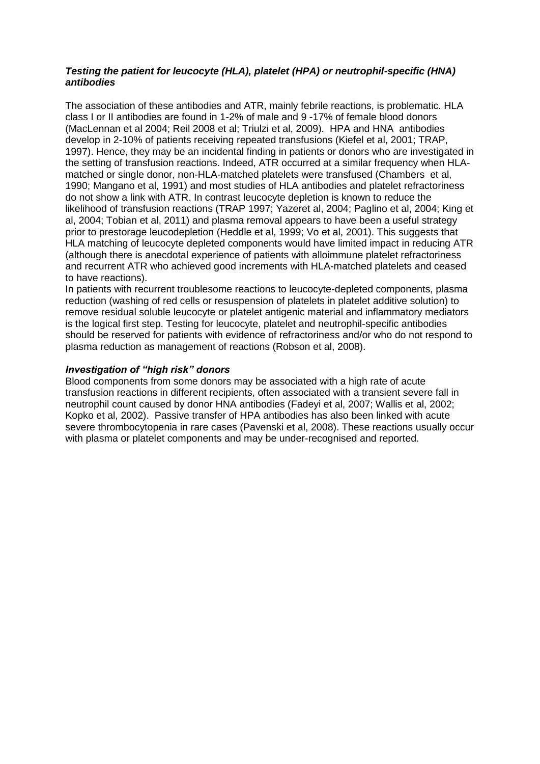### ***Testing the patient for leucocyte (HLA), platelet (HPA) or neutrophil-specific (HNA) antibodies***

The association of these antibodies and ATR, mainly febrile reactions, is problematic. HLA class I or II antibodies are found in 1-2% of male and 9 -17% of female blood donors (MacLennan et al 2004; Reil 2008 et al; Triulzi et al, 2009). HPA and HNA antibodies develop in 2-10% of patients receiving repeated transfusions (Kiefel et al, 2001; TRAP, 1997). Hence, they may be an incidental finding in patients or donors who are investigated in the setting of transfusion reactions. Indeed, ATR occurred at a similar frequency when HLA-matched or single donor, non-HLA-matched platelets were transfused (Chambers et al, 1990; Mangano et al, 1991) and most studies of HLA antibodies and platelet refractoriness do not show a link with ATR. In contrast leucocyte depletion is known to reduce the likelihood of transfusion reactions (TRAP 1997; Yazeret al, 2004; Paglino et al, 2004; King et al, 2004; Tobian et al, 2011) and plasma removal appears to have been a useful strategy prior to prestorage leucodepletion (Heddle et al, 1999; Vo et al, 2001). This suggests that HLA matching of leucocyte depleted components would have limited impact in reducing ATR (although there is anecdotal experience of patients with alloimmune platelet refractoriness and recurrent ATR who achieved good increments with HLA-matched platelets and ceased to have reactions).

In patients with recurrent troublesome reactions to leucocyte-depleted components, plasma reduction (washing of red cells or resuspension of platelets in platelet additive solution) to remove residual soluble leucocyte or platelet antigenic material and inflammatory mediators is the logical first step. Testing for leucocyte, platelet and neutrophil-specific antibodies should be reserved for patients with evidence of refractoriness and/or who do not respond to plasma reduction as management of reactions (Robson et al, 2008).

### ***Investigation of "high risk" donors***

Blood components from some donors may be associated with a high rate of acute transfusion reactions in different recipients, often associated with a transient severe fall in neutrophil count caused by donor HNA antibodies (Fadeyi et al, 2007; Wallis et al, 2002; Kopko et al, 2002). Passive transfer of HPA antibodies has also been linked with acute severe thrombocytopenia in rare cases (Pavenski et al, 2008). These reactions usually occur with plasma or platelet components and may be under-recognised and reported.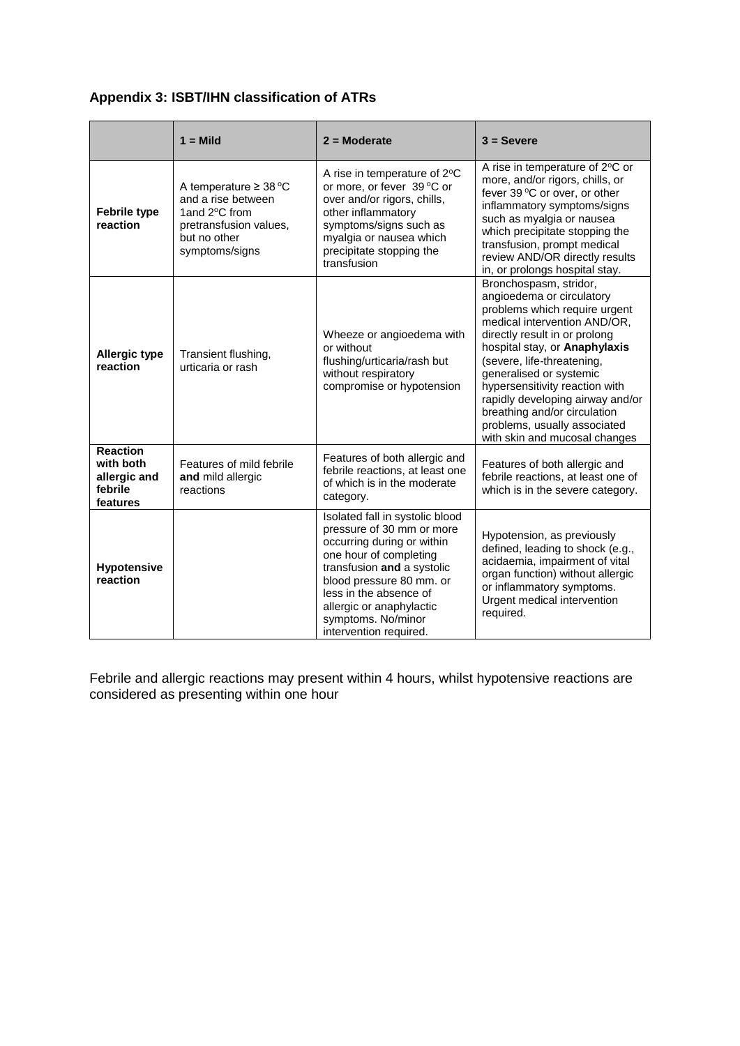### Appendix 3: ISBT/IHN classification of ATRs

| | 1 = Mild | 2 = Moderate | 3 = Severe |
|---|---|---|---|
| **Febrile type reaction** | A temperature ≥ 38 °C and a rise between 1and 2°C from pretransfusion values, but no other symptoms/signs | A rise in temperature of 2°C or more, or fever 39 °C or over and/or rigors, chills, other inflammatory symptoms/signs such as myalgia or nausea which precipitate stopping the transfusion | A rise in temperature of 2°C or more, and/or rigors, chills, or fever 39 °C or over, or other inflammatory symptoms/signs such as myalgia or nausea which precipitate stopping the transfusion, prompt medical review AND/OR directly results in, or prolongs hospital stay. |
| **Allergic type reaction** | Transient flushing, urticaria or rash | Wheeze or angioedema with or without flushing/urticaria/rash but without respiratory compromise or hypotension | Bronchospasm, stridor, angioedema or circulatory problems which require urgent medical intervention AND/OR, directly result in or prolong hospital stay, or **Anaphylaxis** (severe, life-threatening, generalised or systemic hypersensitivity reaction with rapidly developing airway and/or breathing and/or circulation problems, usually associated with skin and mucosal changes |
| **Reaction with both allergic and febrile features** | Features of mild febrile **and** mild allergic reactions | Features of both allergic and febrile reactions, at least one of which is in the moderate category. | Features of both allergic and febrile reactions, at least one of which is in the severe category. |
| **Hypotensive reaction** | | Isolated fall in systolic blood pressure of 30 mm or more occurring during or within one hour of completing transfusion **and** a systolic blood pressure 80 mm. or less in the absence of allergic or anaphylactic symptoms. No/minor intervention required. | Hypotension, as previously defined, leading to shock (e.g., acidaemia, impairment of vital organ function) without allergic or inflammatory symptoms. Urgent medical intervention required. |

Febrile and allergic reactions may present within 4 hours, whilst hypotensive reactions are considered as presenting within one hour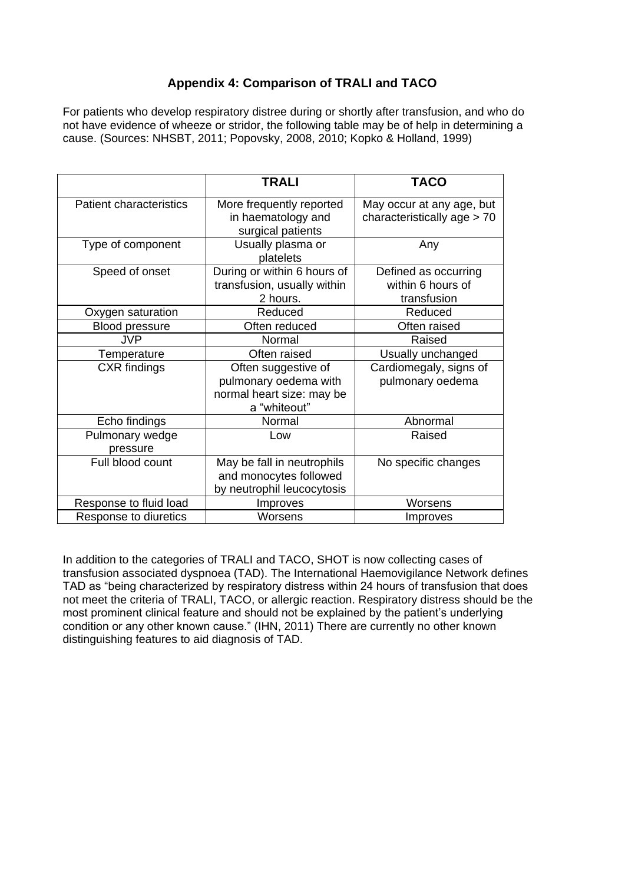## Appendix 4: Comparison of TRALI and TACO

For patients who develop respiratory distree during or shortly after transfusion, and who do not have evidence of wheeze or stridor, the following table may be of help in determining a cause. (Sources: NHSBT, 2011; Popovsky, 2008, 2010; Kopko & Holland, 1999)

| | **TRALI** | **TACO** |
|---|---|---|
| Patient characteristics | More frequently reported in haematology and surgical patients | May occur at any age, but characteristically age > 70 |
| Type of component | Usually plasma or platelets | Any |
| Speed of onset | During or within 6 hours of transfusion, usually within 2 hours. | Defined as occurring within 6 hours of transfusion |
| Oxygen saturation | Reduced | Reduced |
| Blood pressure | Often reduced | Often raised |
| JVP | Normal | Raised |
| Temperature | Often raised | Usually unchanged |
| CXR findings | Often suggestive of pulmonary oedema with normal heart size: may be a "whiteout" | Cardiomegaly, signs of pulmonary oedema |
| Echo findings | Normal | Abnormal |
| Pulmonary wedge pressure | Low | Raised |
| Full blood count | May be fall in neutrophils and monocytes followed by neutrophil leucocytosis | No specific changes |
| Response to fluid load | Improves | Worsens |
| Response to diuretics | Worsens | Improves |

In addition to the categories of TRALI and TACO, SHOT is now collecting cases of transfusion associated dyspnoea (TAD). The International Haemovigilance Network defines TAD as "being characterized by respiratory distress within 24 hours of transfusion that does not meet the criteria of TRALI, TACO, or allergic reaction. Respiratory distress should be the most prominent clinical feature and should not be explained by the patient's underlying condition or any other known cause." (IHN, 2011) There are currently no other known distinguishing features to aid diagnosis of TAD.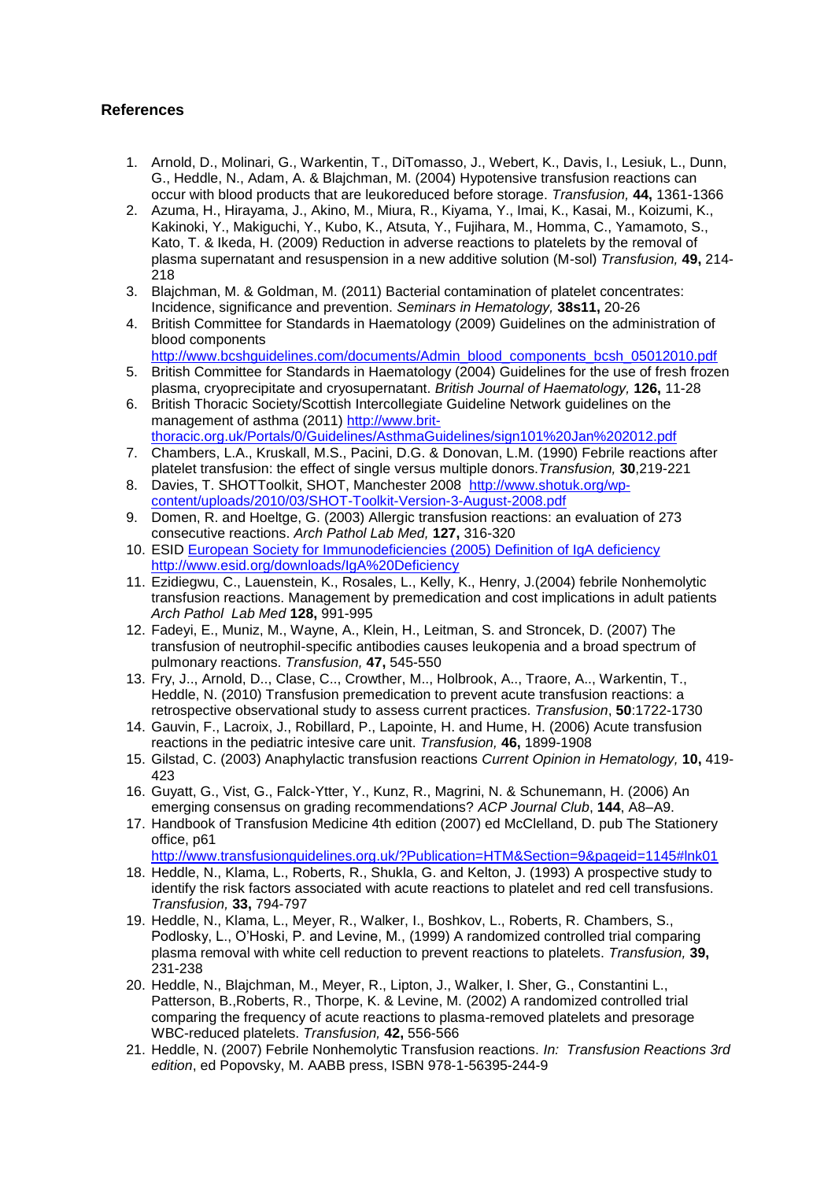## References

1. Arnold, D., Molinari, G., Warkentin, T., DiTomasso, J., Webert, K., Davis, I., Lesiuk, L., Dunn, G., Heddle, N., Adam, A. & Blajchman, M. (2004) Hypotensive transfusion reactions can occur with blood products that are leukoreduced before storage. *Transfusion,* **44,** 1361-1366
2. Azuma, H., Hirayama, J., Akino, M., Miura, R., Kiyama, Y., Imai, K., Kasai, M., Koizumi, K., Kakinoki, Y., Makiguchi, Y., Kubo, K., Atsuta, Y., Fujihara, M., Homma, C., Yamamoto, S., Kato, T. & Ikeda, H. (2009) Reduction in adverse reactions to platelets by the removal of plasma supernatant and resuspension in a new additive solution (M-sol) *Transfusion,* **49,** 214-218
3. Blajchman, M. & Goldman, M. (2011) Bacterial contamination of platelet concentrates: Incidence, significance and prevention. *Seminars in Hematology,* **38s11,** 20-26
4. British Committee for Standards in Haematology (2009) Guidelines on the administration of blood components http://www.bcshguidelines.com/documents/Admin_blood_components_bcsh_05012010.pdf
5. British Committee for Standards in Haematology (2004) Guidelines for the use of fresh frozen plasma, cryoprecipitate and cryosupernatant. *British Journal of Haematology,* **126,** 11-28
6. British Thoracic Society/Scottish Intercollegiate Guideline Network guidelines on the management of asthma (2011) http://www.brit-thoracic.org.uk/Portals/0/Guidelines/AsthmaGuidelines/sign101%20Jan%202012.pdf
7. Chambers, L.A., Kruskall, M.S., Pacini, D.G. & Donovan, L.M. (1990) Febrile reactions after platelet transfusion: the effect of single versus multiple donors.*Transfusion,* **30**,219-221
8. Davies, T. SHOTToolkit, SHOT, Manchester 2008 http://www.shotuk.org/wp-content/uploads/2010/03/SHOT-Toolkit-Version-3-August-2008.pdf
9. Domen, R. and Hoeltge, G. (2003) Allergic transfusion reactions: an evaluation of 273 consecutive reactions. *Arch Pathol Lab Med,* **127,** 316-320
10. ESID European Society for Immunodeficiencies (2005) Definition of IgA deficiency http://www.esid.org/downloads/IgA%20Deficiency
11. Ezidiegwu, C., Lauenstein, K., Rosales, L., Kelly, K., Henry, J.(2004) febrile Nonhemolytic transfusion reactions. Management by premedication and cost implications in adult patients *Arch Pathol Lab Med* **128,** 991-995
12. Fadeyi, E., Muniz, M., Wayne, A., Klein, H., Leitman, S. and Stroncek, D. (2007) The transfusion of neutrophil-specific antibodies causes leukopenia and a broad spectrum of pulmonary reactions. *Transfusion,* **47,** 545-550
13. Fry, J.., Arnold, D.., Clase, C.., Crowther, M.., Holbrook, A.., Traore, A.., Warkentin, T., Heddle, N. (2010) Transfusion premedication to prevent acute transfusion reactions: a retrospective observational study to assess current practices. *Transfusion*, **50**:1722-1730
14. Gauvin, F., Lacroix, J., Robillard, P., Lapointe, H. and Hume, H. (2006) Acute transfusion reactions in the pediatric intesive care unit. *Transfusion,* **46,** 1899-1908
15. Gilstad, C. (2003) Anaphylactic transfusion reactions *Current Opinion in Hematology,* **10,** 419-423
16. Guyatt, G., Vist, G., Falck-Ytter, Y., Kunz, R., Magrini, N. & Schunemann, H. (2006) An emerging consensus on grading recommendations? *ACP Journal Club*, **144**, A8–A9.
17. Handbook of Transfusion Medicine 4th edition (2007) ed McClelland, D. pub The Stationery office, p61 http://www.transfusionguidelines.org.uk/?Publication=HTM&Section=9&pageid=1145#lnk01
18. Heddle, N., Klama, L., Roberts, R., Shukla, G. and Kelton, J. (1993) A prospective study to identify the risk factors associated with acute reactions to platelet and red cell transfusions. *Transfusion,* **33,** 794-797
19. Heddle, N., Klama, L., Meyer, R., Walker, I., Boshkov, L., Roberts, R. Chambers, S., Podlosky, L., O'Hoski, P. and Levine, M., (1999) A randomized controlled trial comparing plasma removal with white cell reduction to prevent reactions to platelets. *Transfusion,* **39,** 231-238
20. Heddle, N., Blajchman, M., Meyer, R., Lipton, J., Walker, I. Sher, G., Constantini L., Patterson, B.,Roberts, R., Thorpe, K. & Levine, M. (2002) A randomized controlled trial comparing the frequency of acute reactions to plasma-removed platelets and presorage WBC-reduced platelets. *Transfusion,* **42,** 556-566
21. Heddle, N. (2007) Febrile Nonhemolytic Transfusion reactions. *In: Transfusion Reactions 3rd edition*, ed Popovsky, M. AABB press, ISBN 978-1-56395-244-9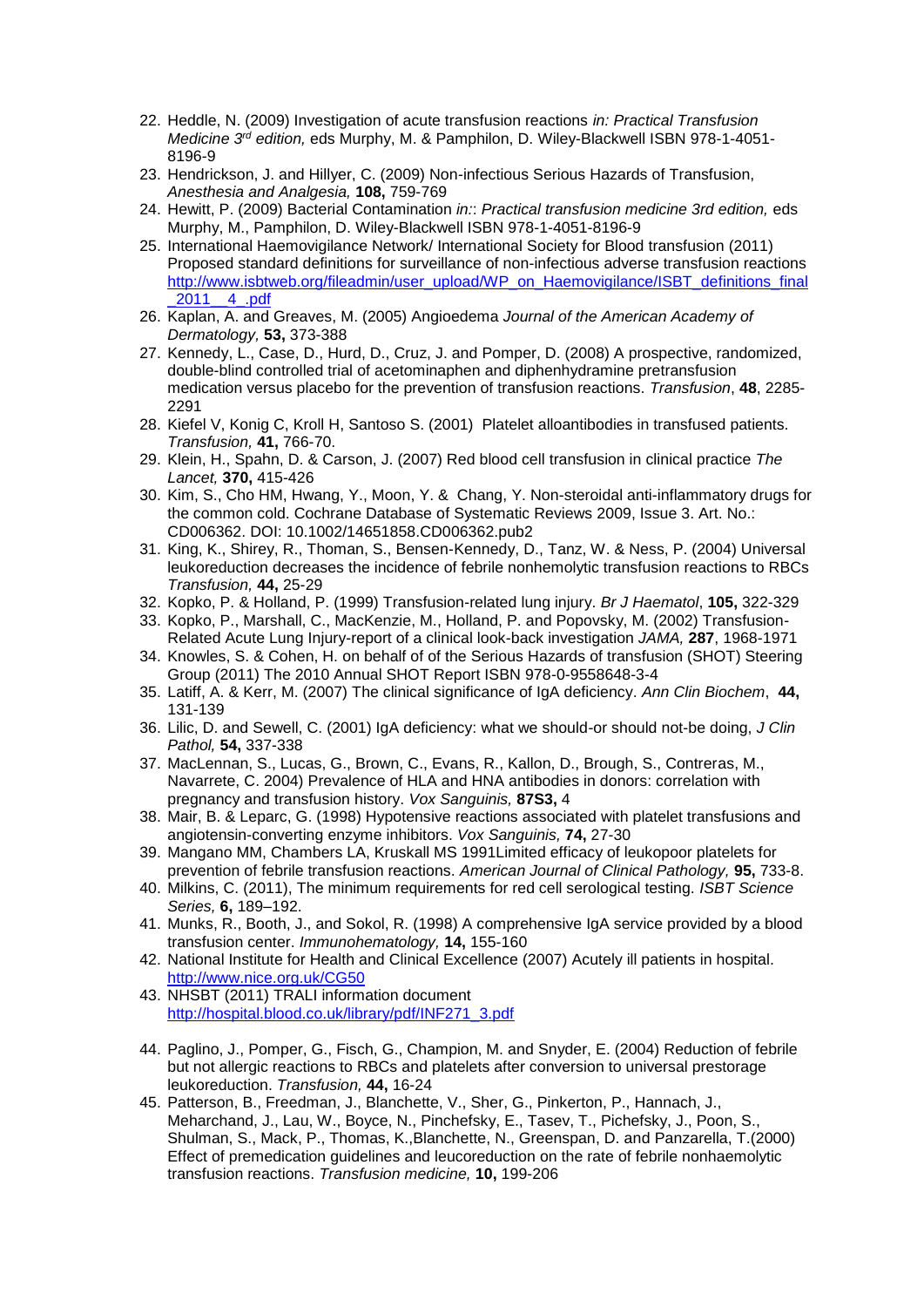22. Heddle, N. (2009) Investigation of acute transfusion reactions *in: Practical Transfusion Medicine 3rd edition,* eds Murphy, M. & Pamphilon, D. Wiley-Blackwell ISBN 978-1-4051-8196-9
23. Hendrickson, J. and Hillyer, C. (2009) Non-infectious Serious Hazards of Transfusion, *Anesthesia and Analgesia,* **108,** 759-769
24. Hewitt, P. (2009) Bacterial Contamination *in:: Practical transfusion medicine 3rd edition,* eds Murphy, M., Pamphilon, D. Wiley-Blackwell ISBN 978-1-4051-8196-9
25. International Haemovigilance Network/ International Society for Blood transfusion (2011) Proposed standard definitions for surveillance of non-infectious adverse transfusion reactions http://www.isbtweb.org/fileadmin/user_upload/WP_on_Haemovigilance/ISBT_definitions_final_2011__4_.pdf
26. Kaplan, A. and Greaves, M. (2005) Angioedema *Journal of the American Academy of Dermatology,* **53,** 373-388
27. Kennedy, L., Case, D., Hurd, D., Cruz, J. and Pomper, D. (2008) A prospective, randomized, double-blind controlled trial of acetominaphen and diphenhydramine pretransfusion medication versus placebo for the prevention of transfusion reactions. *Transfusion*, **48**, 2285-2291
28. Kiefel V, Konig C, Kroll H, Santoso S. (2001) Platelet alloantibodies in transfused patients. *Transfusion,* **41,** 766-70.
29. Klein, H., Spahn, D. & Carson, J. (2007) Red blood cell transfusion in clinical practice *The Lancet,* **370,** 415-426
30. Kim, S., Cho HM, Hwang, Y., Moon, Y. & Chang, Y. Non-steroidal anti-inflammatory drugs for the common cold. Cochrane Database of Systematic Reviews 2009, Issue 3. Art. No.: CD006362. DOI: 10.1002/14651858.CD006362.pub2
31. King, K., Shirey, R., Thoman, S., Bensen-Kennedy, D., Tanz, W. & Ness, P. (2004) Universal leukoreduction decreases the incidence of febrile nonhemolytic transfusion reactions to RBCs *Transfusion,* **44,** 25-29
32. Kopko, P. & Holland, P. (1999) Transfusion-related lung injury. *Br J Haematol*, **105,** 322-329
33. Kopko, P., Marshall, C., MacKenzie, M., Holland, P. and Popovsky, M. (2002) Transfusion-Related Acute Lung Injury-report of a clinical look-back investigation *JAMA,* **287**, 1968-1971
34. Knowles, S. & Cohen, H. on behalf of of the Serious Hazards of transfusion (SHOT) Steering Group (2011) The 2010 Annual SHOT Report ISBN 978-0-9558648-3-4
35. Latiff, A. & Kerr, M. (2007) The clinical significance of IgA deficiency. *Ann Clin Biochem*, **44,** 131-139
36. Lilic, D. and Sewell, C. (2001) IgA deficiency: what we should-or should not-be doing, *J Clin Pathol,* **54,** 337-338
37. MacLennan, S., Lucas, G., Brown, C., Evans, R., Kallon, D., Brough, S., Contreras, M., Navarrete, C. 2004) Prevalence of HLA and HNA antibodies in donors: correlation with pregnancy and transfusion history. *Vox Sanguinis,* **87S3,** 4
38. Mair, B. & Leparc, G. (1998) Hypotensive reactions associated with platelet transfusions and angiotensin-converting enzyme inhibitors. *Vox Sanguinis,* **74,** 27-30
39. Mangano MM, Chambers LA, Kruskall MS 1991Limited efficacy of leukopoor platelets for prevention of febrile transfusion reactions. *American Journal of Clinical Pathology,* **95,** 733-8.
40. Milkins, C. (2011), The minimum requirements for red cell serological testing. *ISBT Science Series,* **6,** 189–192.
41. Munks, R., Booth, J., and Sokol, R. (1998) A comprehensive IgA service provided by a blood transfusion center. *Immunohematology,* **14,** 155-160
42. National Institute for Health and Clinical Excellence (2007) Acutely ill patients in hospital. http://www.nice.org.uk/CG50
43. NHSBT (2011) TRALI information document http://hospital.blood.co.uk/library/pdf/INF271_3.pdf
44. Paglino, J., Pomper, G., Fisch, G., Champion, M. and Snyder, E. (2004) Reduction of febrile but not allergic reactions to RBCs and platelets after conversion to universal prestorage leukoreduction. *Transfusion,* **44,** 16-24
45. Patterson, B., Freedman, J., Blanchette, V., Sher, G., Pinkerton, P., Hannach, J., Meharchand, J., Lau, W., Boyce, N., Pinchefsky, E., Tasev, T., Pichefsky, J., Poon, S., Shulman, S., Mack, P., Thomas, K.,Blanchette, N., Greenspan, D. and Panzarella, T.(2000) Effect of premedication guidelines and leucoreduction on the rate of febrile nonhaemolytic transfusion reactions. *Transfusion medicine,* **10,** 199-206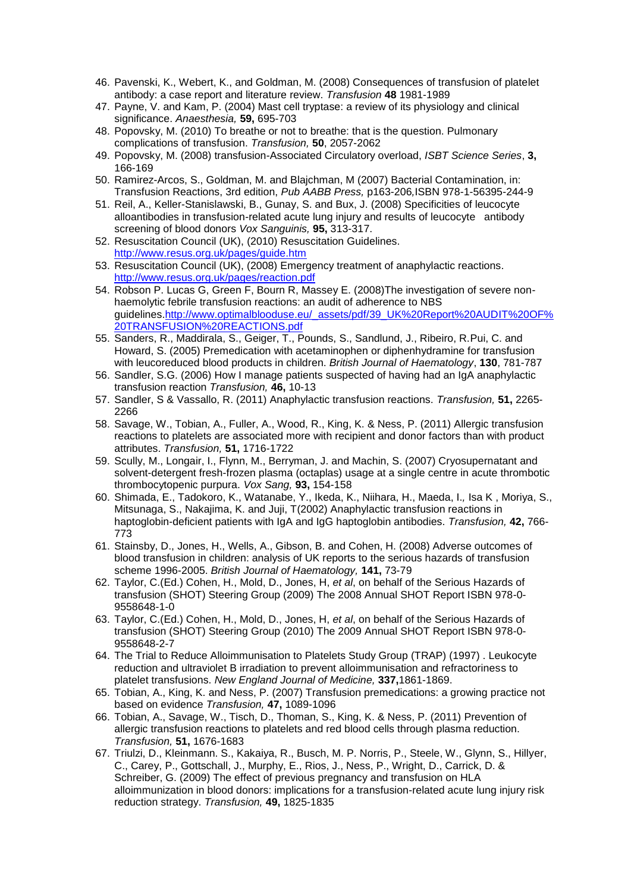46. Pavenski, K., Webert, K., and Goldman, M. (2008) Consequences of transfusion of platelet antibody: a case report and literature review. *Transfusion* **48** 1981-1989
47. Payne, V. and Kam, P. (2004) Mast cell tryptase: a review of its physiology and clinical significance. *Anaesthesia,* **59,** 695-703
48. Popovsky, M. (2010) To breathe or not to breathe: that is the question. Pulmonary complications of transfusion. *Transfusion,* **50**, 2057-2062
49. Popovsky, M. (2008) transfusion-Associated Circulatory overload, *ISBT Science Series*, **3,** 166-169
50. Ramirez-Arcos, S., Goldman, M. and Blajchman, M (2007) Bacterial Contamination, in: Transfusion Reactions, 3rd edition, *Pub AABB Press,* p163-206,ISBN 978-1-56395-244-9
51. Reil, A., Keller-Stanislawski, B., Gunay, S. and Bux, J. (2008) Specificities of leucocyte alloantibodies in transfusion-related acute lung injury and results of leucocyte antibody screening of blood donors *Vox Sanguinis,* **95,** 313-317.
52. Resuscitation Council (UK), (2010) Resuscitation Guidelines. http://www.resus.org.uk/pages/guide.htm
53. Resuscitation Council (UK), (2008) Emergency treatment of anaphylactic reactions. http://www.resus.org.uk/pages/reaction.pdf
54. Robson P. Lucas G, Green F, Bourn R, Massey E. (2008)The investigation of severe non-haemolytic febrile transfusion reactions: an audit of adherence to NBS guidelines.http://www.optimalblooduse.eu/_assets/pdf/39_UK%20Report%20AUDIT%20OF%20TRANSFUSION%20REACTIONS.pdf
55. Sanders, R., Maddirala, S., Geiger, T., Pounds, S., Sandlund, J., Ribeiro, R.Pui, C. and Howard, S. (2005) Premedication with acetaminophen or diphenhydramine for transfusion with leucoreduced blood products in children. *British Journal of Haematology*, **130**, 781-787
56. Sandler, S.G. (2006) How I manage patients suspected of having had an IgA anaphylactic transfusion reaction *Transfusion,* **46,** 10-13
57. Sandler, S & Vassallo, R. (2011) Anaphylactic transfusion reactions. *Transfusion,* **51,** 2265-2266
58. Savage, W., Tobian, A., Fuller, A., Wood, R., King, K. & Ness, P. (2011) Allergic transfusion reactions to platelets are associated more with recipient and donor factors than with product attributes. *Transfusion,* **51,** 1716-1722
59. Scully, M., Longair, I., Flynn, M., Berryman, J. and Machin, S. (2007) Cryosupernatant and solvent-detergent fresh-frozen plasma (octaplas) usage at a single centre in acute thrombotic thrombocytopenic purpura. *Vox Sang,* **93,** 154-158
60. Shimada, E., Tadokoro, K., Watanabe, Y., Ikeda, K., Niihara, H., Maeda, I., Isa K , Moriya, S., Mitsunaga, S., Nakajima, K. and Juji, T(2002) Anaphylactic transfusion reactions in haptoglobin-deficient patients with IgA and IgG haptoglobin antibodies. *Transfusion,* **42,** 766-773
61. Stainsby, D., Jones, H., Wells, A., Gibson, B. and Cohen, H. (2008) Adverse outcomes of blood transfusion in children: analysis of UK reports to the serious hazards of transfusion scheme 1996-2005. *British Journal of Haematology,* **141,** 73-79
62. Taylor, C.(Ed.) Cohen, H., Mold, D., Jones, H, *et al*, on behalf of the Serious Hazards of transfusion (SHOT) Steering Group (2009) The 2008 Annual SHOT Report ISBN 978-0-9558648-1-0
63. Taylor, C.(Ed.) Cohen, H., Mold, D., Jones, H, *et al*, on behalf of the Serious Hazards of transfusion (SHOT) Steering Group (2010) The 2009 Annual SHOT Report ISBN 978-0-9558648-2-7
64. The Trial to Reduce Alloimmunisation to Platelets Study Group (TRAP) (1997) . Leukocyte reduction and ultraviolet B irradiation to prevent alloimmunisation and refractoriness to platelet transfusions. *New England Journal of Medicine,* **337,**1861-1869.
65. Tobian, A., King, K. and Ness, P. (2007) Transfusion premedications: a growing practice not based on evidence *Transfusion,* **47,** 1089-1096
66. Tobian, A., Savage, W., Tisch, D., Thoman, S., King, K. & Ness, P. (2011) Prevention of allergic transfusion reactions to platelets and red blood cells through plasma reduction. *Transfusion,* **51,** 1676-1683
67. Triulzi, D., Kleinmann. S., Kakaiya, R., Busch, M. P. Norris, P., Steele, W., Glynn, S., Hillyer, C., Carey, P., Gottschall, J., Murphy, E., Rios, J., Ness, P., Wright, D., Carrick, D. & Schreiber, G. (2009) The effect of previous pregnancy and transfusion on HLA alloimmunization in blood donors: implications for a transfusion-related acute lung injury risk reduction strategy. *Transfusion,* **49,** 1825-1835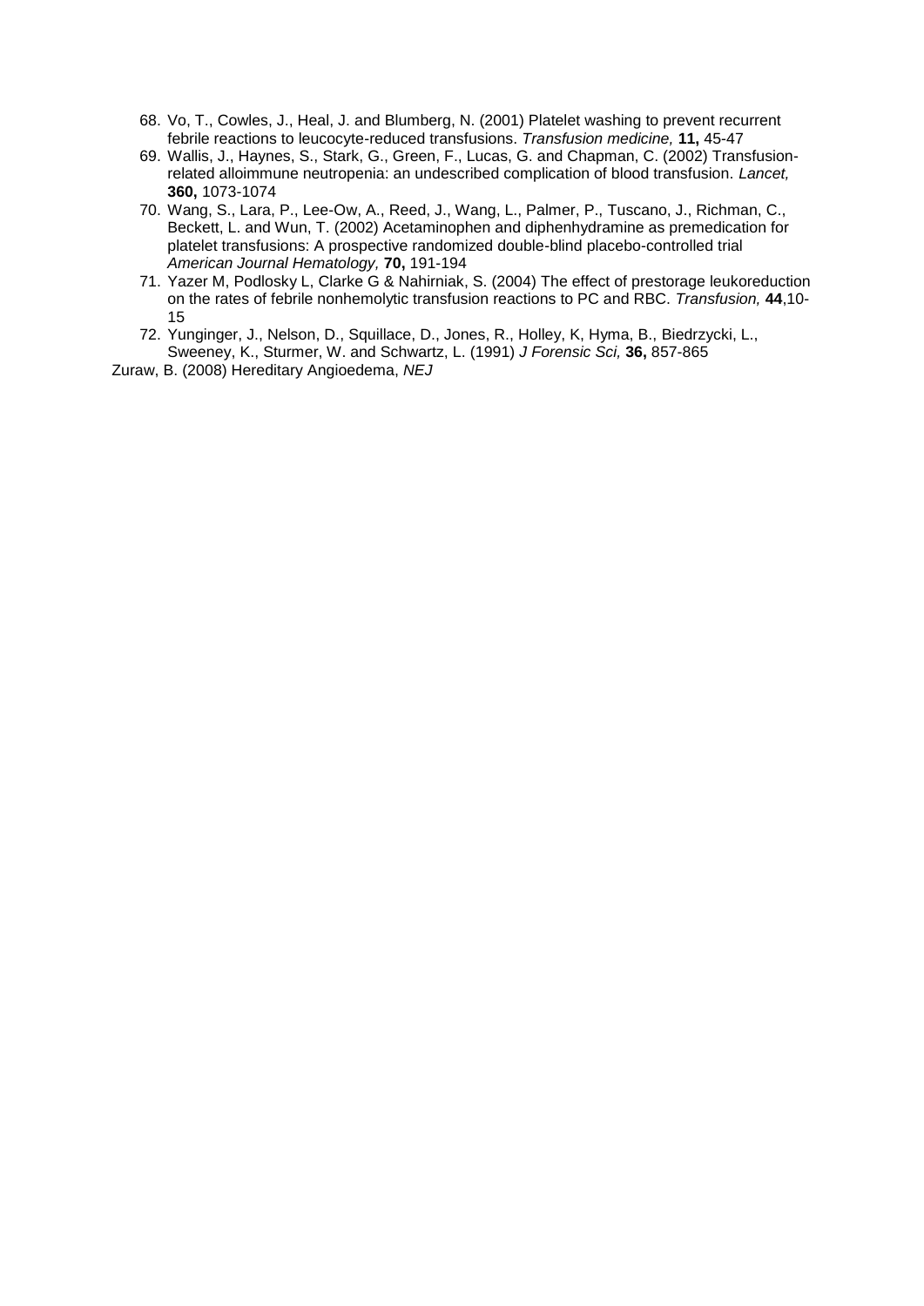68. Vo, T., Cowles, J., Heal, J. and Blumberg, N. (2001) Platelet washing to prevent recurrent febrile reactions to leucocyte-reduced transfusions. *Transfusion medicine,* **11,** 45-47
69. Wallis, J., Haynes, S., Stark, G., Green, F., Lucas, G. and Chapman, C. (2002) Transfusion-related alloimmune neutropenia: an undescribed complication of blood transfusion. *Lancet,* **360,** 1073-1074
70. Wang, S., Lara, P., Lee-Ow, A., Reed, J., Wang, L., Palmer, P., Tuscano, J., Richman, C., Beckett, L. and Wun, T. (2002) Acetaminophen and diphenhydramine as premedication for platelet transfusions: A prospective randomized double-blind placebo-controlled trial *American Journal Hematology,* **70,** 191-194
71. Yazer M, Podlosky L, Clarke G & Nahirniak, S. (2004) The effect of prestorage leukoreduction on the rates of febrile nonhemolytic transfusion reactions to PC and RBC. *Transfusion,* **44**,10-15
72. Yunginger, J., Nelson, D., Squillace, D., Jones, R., Holley, K, Hyma, B., Biedrzycki, L., Sweeney, K., Sturmer, W. and Schwartz, L. (1991) *J Forensic Sci,* **36,** 857-865

Zuraw, B. (2008) Hereditary Angioedema, *NEJ*